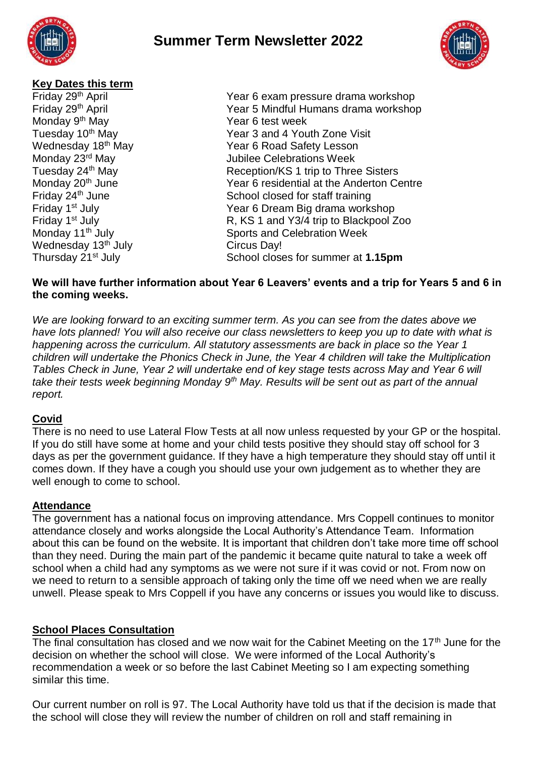# Summer Term Newsletter 2022

**Key Dates this term**

| | |
|---|---|
| Friday 29th April | Year 6 exam pressure drama workshop |
| Friday 29th April | Year 5 Mindful Humans drama workshop |
| Monday 9th May | Year 6 test week |
| Tuesday 10th May | Year 3 and 4 Youth Zone Visit |
| Wednesday 18th May | Year 6 Road Safety Lesson |
| Monday 23rd May | Jubilee Celebrations Week |
| Tuesday 24th May | Reception/KS 1 trip to Three Sisters |
| Monday 20th June | Year 6 residential at the Anderton Centre |
| Friday 24th June | School closed for staff training |
| Friday 1st July | Year 6 Dream Big drama workshop |
| Friday 1st July | R, KS 1 and Y3/4 trip to Blackpool Zoo |
| Monday 11th July | Sports and Celebration Week |
| Wednesday 13th July | Circus Day! |
| Thursday 21st July | School closes for summer at **1.15pm** |

**We will have further information about Year 6 Leavers' events and a trip for Years 5 and 6 in the coming weeks.**

*We are looking forward to an exciting summer term. As you can see from the dates above we have lots planned! You will also receive our class newsletters to keep you up to date with what is happening across the curriculum. All statutory assessments are back in place so the Year 1 children will undertake the Phonics Check in June, the Year 4 children will take the Multiplication Tables Check in June, Year 2 will undertake end of key stage tests across May and Year 6 will take their tests week beginning Monday 9th May. Results will be sent out as part of the annual report.*

**Covid**

There is no need to use Lateral Flow Tests at all now unless requested by your GP or the hospital. If you do still have some at home and your child tests positive they should stay off school for 3 days as per the government guidance. If they have a high temperature they should stay off until it comes down. If they have a cough you should use your own judgement as to whether they are well enough to come to school.

**Attendance**

The government has a national focus on improving attendance. Mrs Coppell continues to monitor attendance closely and works alongside the Local Authority's Attendance Team. Information about this can be found on the website. It is important that children don't take more time off school than they need. During the main part of the pandemic it became quite natural to take a week off school when a child had any symptoms as we were not sure if it was covid or not. From now on we need to return to a sensible approach of taking only the time off we need when we are really unwell. Please speak to Mrs Coppell if you have any concerns or issues you would like to discuss.

**School Places Consultation**

The final consultation has closed and we now wait for the Cabinet Meeting on the 17th June for the decision on whether the school will close. We were informed of the Local Authority's recommendation a week or so before the last Cabinet Meeting so I am expecting something similar this time.

Our current number on roll is 97. The Local Authority have told us that if the decision is made that the school will close they will review the number of children on roll and staff remaining in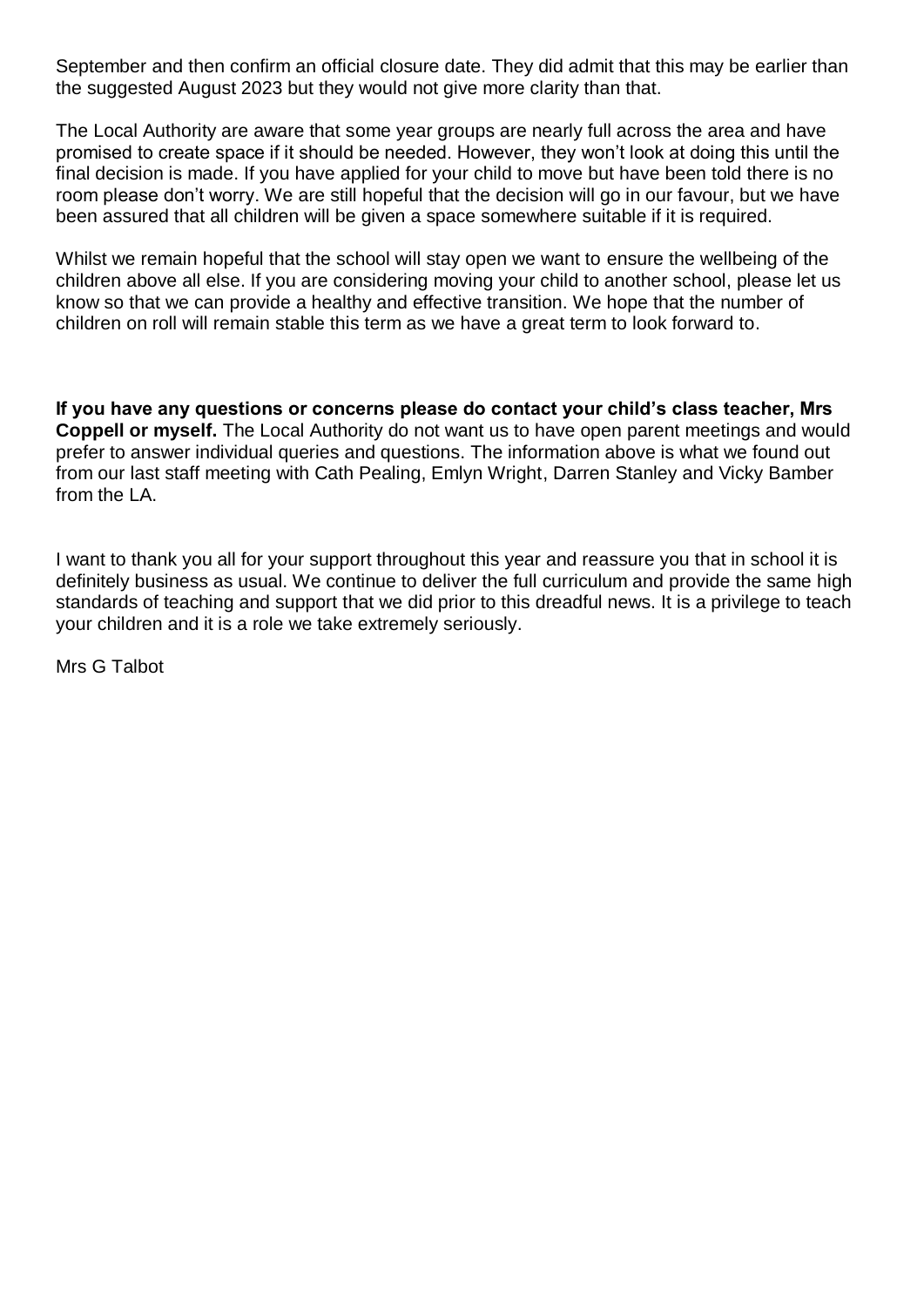September and then confirm an official closure date. They did admit that this may be earlier than the suggested August 2023 but they would not give more clarity than that.

The Local Authority are aware that some year groups are nearly full across the area and have promised to create space if it should be needed. However, they won't look at doing this until the final decision is made. If you have applied for your child to move but have been told there is no room please don't worry. We are still hopeful that the decision will go in our favour, but we have been assured that all children will be given a space somewhere suitable if it is required.

Whilst we remain hopeful that the school will stay open we want to ensure the wellbeing of the children above all else. If you are considering moving your child to another school, please let us know so that we can provide a healthy and effective transition. We hope that the number of children on roll will remain stable this term as we have a great term to look forward to.

**If you have any questions or concerns please do contact your child's class teacher, Mrs Coppell or myself.** The Local Authority do not want us to have open parent meetings and would prefer to answer individual queries and questions. The information above is what we found out from our last staff meeting with Cath Pealing, Emlyn Wright, Darren Stanley and Vicky Bamber from the LA.

I want to thank you all for your support throughout this year and reassure you that in school it is definitely business as usual. We continue to deliver the full curriculum and provide the same high standards of teaching and support that we did prior to this dreadful news. It is a privilege to teach your children and it is a role we take extremely seriously.

Mrs G Talbot